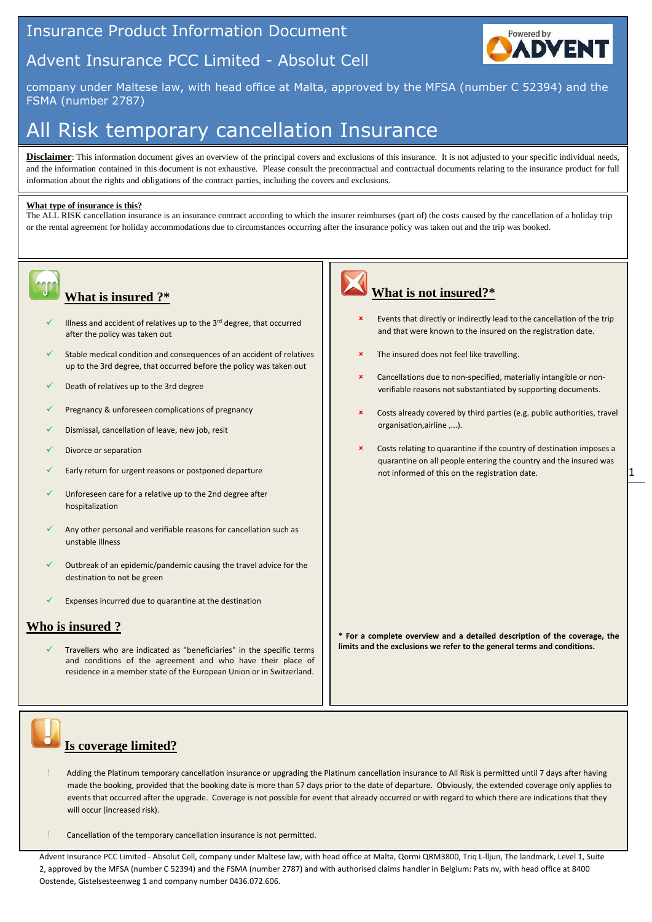# Insurance Product Information Document

## Advent Insurance PCC Limited - Absolut Cell

company under Maltese law, with head office at Malta, approved by the MFSA (number C 52394) and the FSMA (number 2787)

# All Risk temporary cancellation Insurance

**Disclaimer**: This information document gives an overview of the principal covers and exclusions of this insurance. It is not adjusted to your specific individual needs, and the information contained in this document is not exhaustive. Please consult the precontractual and contractual documents relating to the insurance product for full information about the rights and obligations of the contract parties, including the covers and exclusions.

**What type of insurance is this?**

The ALL RISK cancellation insurance is an insurance contract according to which the insurer reimburses (part of) the costs caused by the cancellation of a holiday trip or the rental agreement for holiday accommodations due to circumstances occurring after the insurance policy was taken out and the trip was booked.

## What is insured ?*

- ✓ Illness and accident of relatives up to the 3rd degree, that occurred after the policy was taken out
- ✓ Stable medical condition and consequences of an accident of relatives up to the 3rd degree, that occurred before the policy was taken out
- ✓ Death of relatives up to the 3rd degree
- ✓ Pregnancy & unforeseen complications of pregnancy
- ✓ Dismissal, cancellation of leave, new job, resit
- ✓ Divorce or separation
- ✓ Early return for urgent reasons or postponed departure
- ✓ Unforeseen care for a relative up to the 2nd degree after hospitalization
- ✓ Any other personal and verifiable reasons for cancellation such as unstable illness
- ✓ Outbreak of an epidemic/pandemic causing the travel advice for the destination to not be green
- ✓ Expenses incurred due to quarantine at the destination

## Who is insured ?

- ✓ Travellers who are indicated as "beneficiaries" in the specific terms and conditions of the agreement and who have their place of residence in a member state of the European Union or in Switzerland.

## What is not insured?*

- × Events that directly or indirectly lead to the cancellation of the trip and that were known to the insured on the registration date.
- × The insured does not feel like travelling.
- × Cancellations due to non-specified, materially intangible or non-verifiable reasons not substantiated by supporting documents.
- × Costs already covered by third parties (e.g. public authorities, travel organisation,airline ,...).
- × Costs relating to quarantine if the country of destination imposes a quarantine on all people entering the country and the insured was not informed of this on the registration date.

**\* For a complete overview and a detailed description of the coverage, the limits and the exclusions we refer to the general terms and conditions.**

## Is coverage limited?

- ! Adding the Platinum temporary cancellation insurance or upgrading the Platinum cancellation insurance to All Risk is permitted until 7 days after having made the booking, provided that the booking date is more than 57 days prior to the date of departure. Obviously, the extended coverage only applies to events that occurred after the upgrade. Coverage is not possible for event that already occurred or with regard to which there are indications that they will occur (increased risk).
- ! Cancellation of the temporary cancellation insurance is not permitted.

Advent Insurance PCC Limited - Absolut Cell, company under Maltese law, with head office at Malta, Qormi QRM3800, Triq L-lljun, The landmark, Level 1, Suite 2, approved by the MFSA (number C 52394) and the FSMA (number 2787) and with authorised claims handler in Belgium: Pats nv, with head office at 8400 Oostende, Gistelsesteenweg 1 and company number 0436.072.606.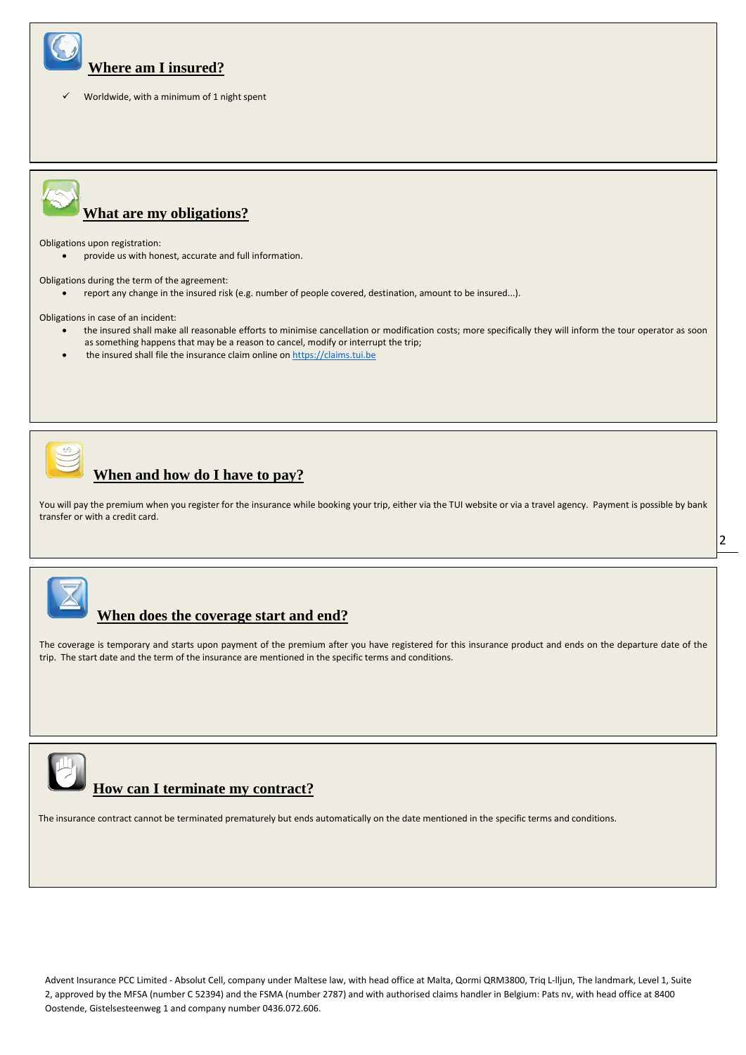## Where am I insured?

- ✓ Worldwide, with a minimum of 1 night spent

## What are my obligations?

Obligations upon registration:

- provide us with honest, accurate and full information.

Obligations during the term of the agreement:

- report any change in the insured risk (e.g. number of people covered, destination, amount to be insured...).

Obligations in case of an incident:

- the insured shall make all reasonable efforts to minimise cancellation or modification costs; more specifically they will inform the tour operator as soon as something happens that may be a reason to cancel, modify or interrupt the trip;
- the insured shall file the insurance claim online on https://claims.tui.be

## When and how do I have to pay?

You will pay the premium when you register for the insurance while booking your trip, either via the TUI website or via a travel agency. Payment is possible by bank transfer or with a credit card.

## When does the coverage start and end?

The coverage is temporary and starts upon payment of the premium after you have registered for this insurance product and ends on the departure date of the trip. The start date and the term of the insurance are mentioned in the specific terms and conditions.

## How can I terminate my contract?

The insurance contract cannot be terminated prematurely but ends automatically on the date mentioned in the specific terms and conditions.

Advent Insurance PCC Limited - Absolut Cell, company under Maltese law, with head office at Malta, Qormi QRM3800, Triq L-lljun, The landmark, Level 1, Suite 2, approved by the MFSA (number C 52394) and the FSMA (number 2787) and with authorised claims handler in Belgium: Pats nv, with head office at 8400 Oostende, Gistelsesteenweg 1 and company number 0436.072.606.